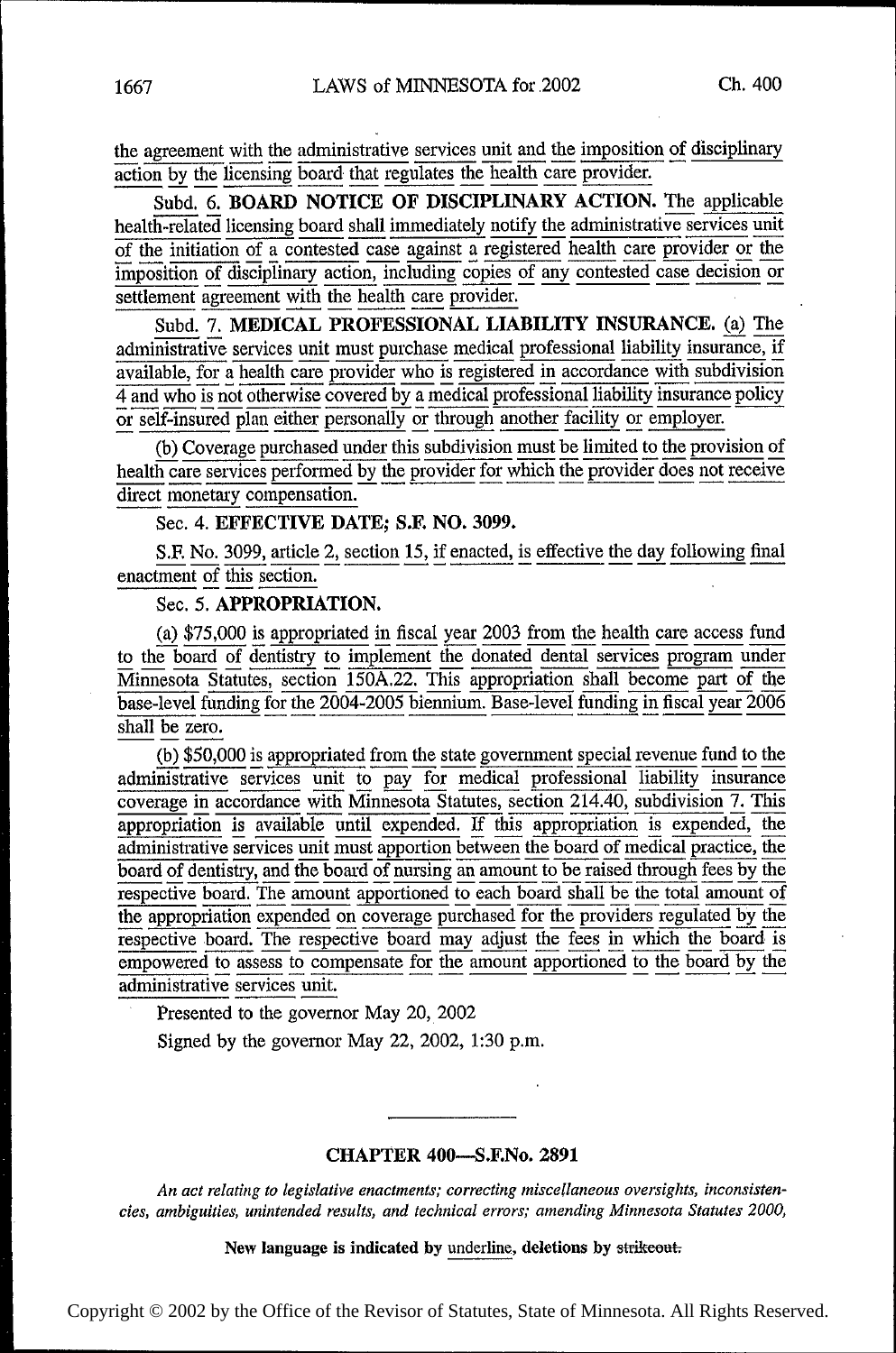the agreement with the administrative services unit and the imposition of disciplinary action by the licensing board that regulates the health care provider.

Subd. 6. **BOARD NOTICE OF DISCIPLINARY ACTION.** The applicable health-related licensing board shall immediately notify the administrative services unit of the initiation of a contested case against a registered health care provider or the imposition of disciplinary action, including copies of any contested case decision or settlement agreement with the health care provider.

Subd. 7. **MEDICAL PROFESSIONAL LIABILITY INSURANCE.** (a) The administrative services unit must purchase medical professional liability insurance, if available, for a health care provider who is registered in accordance with subdivision 4 and who is not otherwise covered by a medical professional liability insurance policy or self-insured plan either personally or through another facility or employer.

(b) Coverage purchased under this subdivision must be limited to the provision of health care services performed by the provider for which the provider does not receive direct monetary compensation.

Sec. 4. **EFFECTIVE DATE; S.F. NO. 3099.**

S.F. No. 3099, article 2, section 15, if enacted, is effective the day following final enactment of this section.

Sec. 5. **APPROPRIATION.**

(a) $75,000 is appropriated in fiscal year 2003 from the health care access fund to the board of dentistry to implement the donated dental services program under Minnesota Statutes, section 150A.22. This appropriation shall become part of the base-level funding for the 2004-2005 biennium. Base-level funding in fiscal year 2006 shall be zero.

(b) $50,000 is appropriated from the state government special revenue fund to the administrative services unit to pay for medical professional liability insurance coverage in accordance with Minnesota Statutes, section 214.40, subdivision 7. This appropriation is available until expended. If this appropriation is expended, the administrative services unit must apportion between the board of medical practice, the board of dentistry, and the board of nursing an amount to be raised through fees by the respective board. The amount apportioned to each board shall be the total amount of the appropriation expended on coverage purchased for the providers regulated by the respective board. The respective board may adjust the fees in which the board is empowered to assess to compensate for the amount apportioned to the board by the administrative services unit.

Presented to the governor May 20, 2002

Signed by the governor May 22, 2002, 1:30 p.m.

---

## CHAPTER 400—S.F.No. 2891

*An act relating to legislative enactments; correcting miscellaneous oversights, inconsistencies, ambiguities, unintended results, and technical errors; amending Minnesota Statutes 2000,*

**New language is indicated by underline, deletions by ~~strikeout.~~**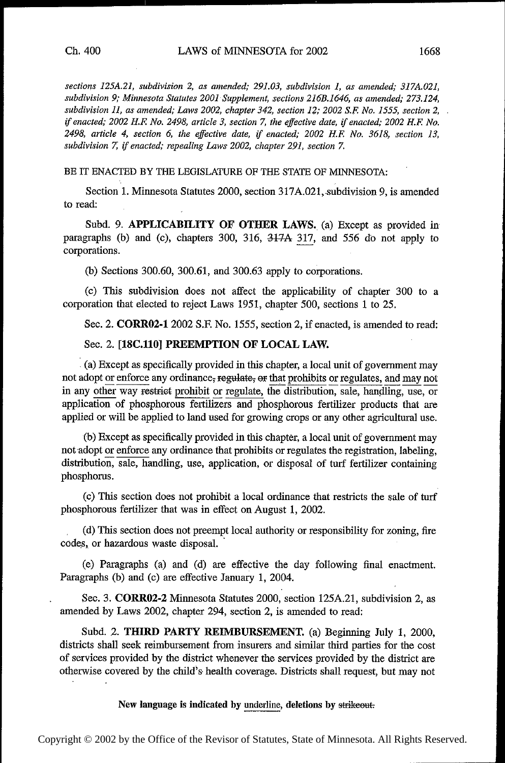*sections 125A.21, subdivision 2, as amended; 291.03, subdivision 1, as amended; 317A.021, subdivision 9; Minnesota Statutes 2001 Supplement, sections 216B.1646, as amended; 273.124, subdivision 11, as amended; Laws 2002, chapter 342, section 12; 2002 S.F. No. 1555, section 2, if enacted; 2002 H.F. No. 2498, article 3, section 7, the effective date, if enacted; 2002 H.F. No. 2498, article 4, section 6, the effective date, if enacted; 2002 H.F. No. 3618, section 13, subdivision 7, if enacted; repealing Laws 2002, chapter 291, section 7.*

BE IT ENACTED BY THE LEGISLATURE OF THE STATE OF MINNESOTA:

Section 1. Minnesota Statutes 2000, section 317A.021, subdivision 9, is amended to read:

Subd. 9. **APPLICABILITY OF OTHER LAWS.** (a) Except as provided in paragraphs (b) and (c), chapters 300, 316, ~~317A~~ <u>317</u>, and 556 do not apply to corporations.

(b) Sections 300.60, 300.61, and 300.63 apply to corporations.

(c) This subdivision does not affect the applicability of chapter 300 to a corporation that elected to reject Laws 1951, chapter 500, sections 1 to 25.

Sec. 2. **CORR02-1** 2002 S.F. No. 1555, section 2, if enacted, is amended to read:

Sec. 2. **[18C.110] PREEMPTION OF LOCAL LAW.**

(a) Except as specifically provided in this chapter, a local unit of government may not adopt <u>or enforce</u> any ordinance~~, regulate, or~~ <u>that prohibits or regulates, and may not</u> in any <u>other</u> way ~~restrict~~ <u>prohibit or regulate,</u> the distribution, sale, handling, use, or application of phosphorous fertilizers and phosphorous fertilizer products that are applied or will be applied to land used for growing crops or any other agricultural use.

(b) Except as specifically provided in this chapter, a local unit of government may not adopt <u>or enforce</u> any ordinance that prohibits or regulates the registration, labeling, distribution, sale, handling, use, application, or disposal of turf fertilizer containing phosphorus.

(c) This section does not prohibit a local ordinance that restricts the sale of turf phosphorous fertilizer that was in effect on August 1, 2002.

(d) This section does not preempt local authority or responsibility for zoning, fire codes, or hazardous waste disposal.

(e) Paragraphs (a) and (d) are effective the day following final enactment. Paragraphs (b) and (c) are effective January 1, 2004.

Sec. 3. **CORR02-2** Minnesota Statutes 2000, section 125A.21, subdivision 2, as amended by Laws 2002, chapter 294, section 2, is amended to read:

Subd. 2. **THIRD PARTY REIMBURSEMENT.** (a) Beginning July 1, 2000, districts shall seek reimbursement from insurers and similar third parties for the cost of services provided by the district whenever the services provided by the district are otherwise covered by the child's health coverage. Districts shall request, but may not

**New language is indicated by <u>underline</u>, deletions by ~~strikeout~~.**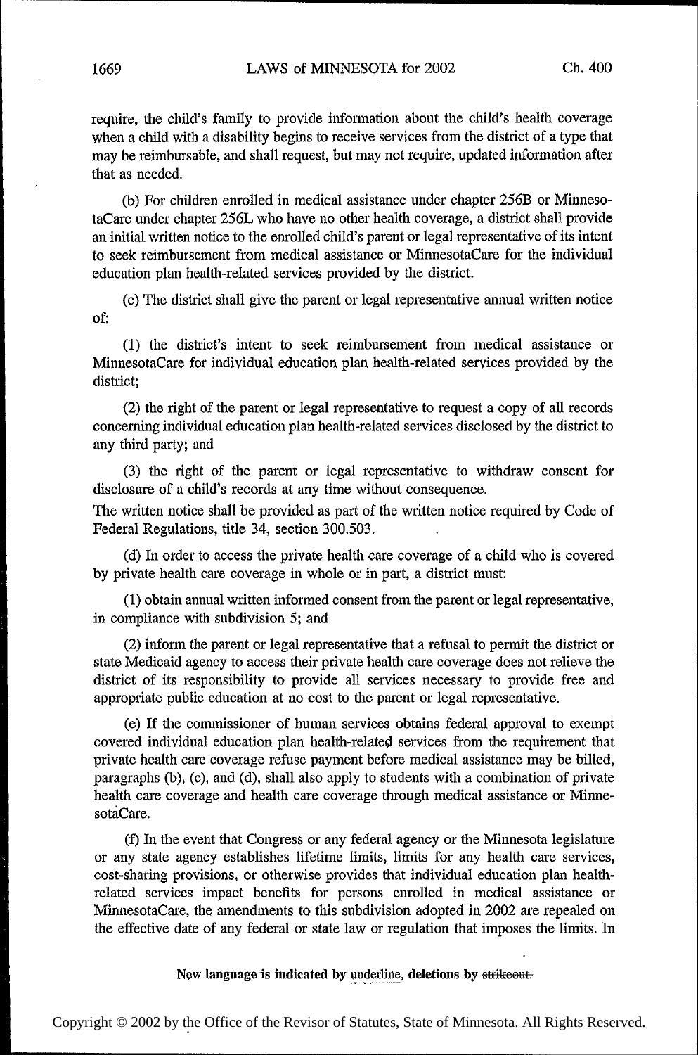require, the child's family to provide information about the child's health coverage when a child with a disability begins to receive services from the district of a type that may be reimbursable, and shall request, but may not require, updated information after that as needed.

(b) For children enrolled in medical assistance under chapter 256B or MinnesotaCare under chapter 256L who have no other health coverage, a district shall provide an initial written notice to the enrolled child's parent or legal representative of its intent to seek reimbursement from medical assistance or MinnesotaCare for the individual education plan health-related services provided by the district.

(c) The district shall give the parent or legal representative annual written notice of:

(1) the district's intent to seek reimbursement from medical assistance or MinnesotaCare for individual education plan health-related services provided by the district;

(2) the right of the parent or legal representative to request a copy of all records concerning individual education plan health-related services disclosed by the district to any third party; and

(3) the right of the parent or legal representative to withdraw consent for disclosure of a child's records at any time without consequence.

The written notice shall be provided as part of the written notice required by Code of Federal Regulations, title 34, section 300.503.

(d) In order to access the private health care coverage of a child who is covered by private health care coverage in whole or in part, a district must:

(1) obtain annual written informed consent from the parent or legal representative, in compliance with subdivision 5; and

(2) inform the parent or legal representative that a refusal to permit the district or state Medicaid agency to access their private health care coverage does not relieve the district of its responsibility to provide all services necessary to provide free and appropriate public education at no cost to the parent or legal representative.

(e) If the commissioner of human services obtains federal approval to exempt covered individual education plan health-related services from the requirement that private health care coverage refuse payment before medical assistance may be billed, paragraphs (b), (c), and (d), shall also apply to students with a combination of private health care coverage and health care coverage through medical assistance or MinnesotaCare.

(f) In the event that Congress or any federal agency or the Minnesota legislature or any state agency establishes lifetime limits, limits for any health care services, cost-sharing provisions, or otherwise provides that individual education plan health-related services impact benefits for persons enrolled in medical assistance or MinnesotaCare, the amendments to this subdivision adopted in 2002 are repealed on the effective date of any federal or state law or regulation that imposes the limits. In

New language is indicated by underline, deletions by ~~strikeout.~~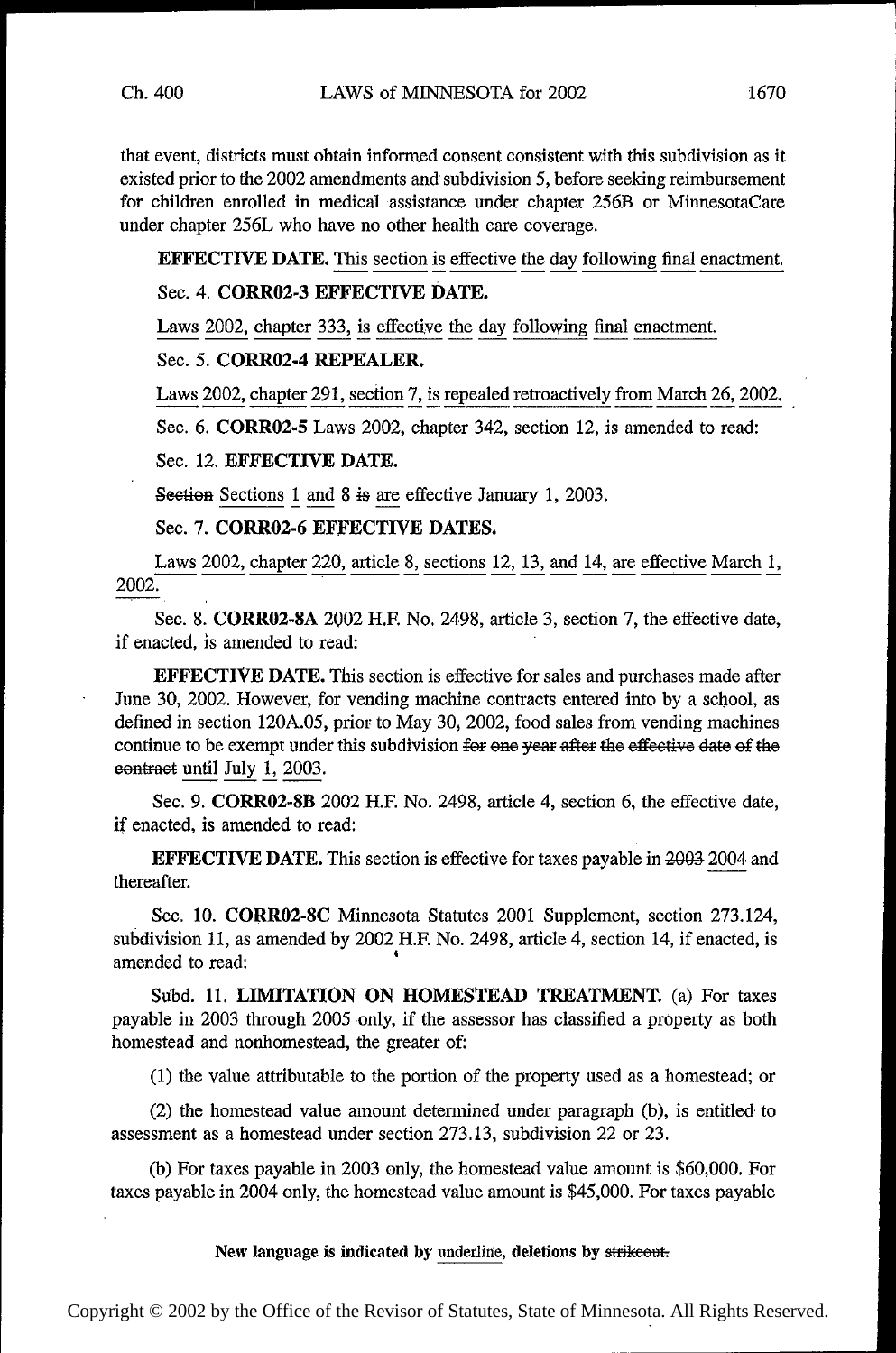that event, districts must obtain informed consent consistent with this subdivision as it existed prior to the 2002 amendments and subdivision 5, before seeking reimbursement for children enrolled in medical assistance under chapter 256B or MinnesotaCare under chapter 256L who have no other health care coverage.

**EFFECTIVE DATE.** <u>This section is effective the day following final enactment.</u>

Sec. 4. **CORR02-3 EFFECTIVE DATE.**

<u>Laws 2002, chapter 333, is effective the day following final enactment.</u>

Sec. 5. **CORR02-4 REPEALER.**

<u>Laws 2002, chapter 291, section 7, is repealed retroactively from March 26, 2002.</u>

Sec. 6. **CORR02-5** Laws 2002, chapter 342, section 12, is amended to read:

Sec. 12. **EFFECTIVE DATE.**

~~Section~~ <u>Sections 1 and 8</u> ~~is~~ <u>are</u> effective January 1, 2003.

Sec. 7. **CORR02-6 EFFECTIVE DATES.**

<u>Laws 2002, chapter 220, article 8, sections 12, 13, and 14, are effective March 1, 2002.</u>

Sec. 8. **CORR02-8A** 2002 H.F. No. 2498, article 3, section 7, the effective date, if enacted, is amended to read:

**EFFECTIVE DATE.** This section is effective for sales and purchases made after June 30, 2002. However, for vending machine contracts entered into by a school, as defined in section 120A.05, prior to May 30, 2002, food sales from vending machines continue to be exempt under this subdivision ~~for one year after the effective date of the contract~~ <u>until July 1, 2003</u>.

Sec. 9. **CORR02-8B** 2002 H.F. No. 2498, article 4, section 6, the effective date, if enacted, is amended to read:

**EFFECTIVE DATE.** This section is effective for taxes payable in ~~2003~~ <u>2004</u> and thereafter.

Sec. 10. **CORR02-8C** Minnesota Statutes 2001 Supplement, section 273.124, subdivision 11, as amended by 2002 H.F. No. 2498, article 4, section 14, if enacted, is amended to read:

Subd. 11. **LIMITATION ON HOMESTEAD TREATMENT.** (a) For taxes payable in 2003 through 2005 only, if the assessor has classified a property as both homestead and nonhomestead, the greater of:

(1) the value attributable to the portion of the property used as a homestead; or

(2) the homestead value amount determined under paragraph (b), is entitled to assessment as a homestead under section 273.13, subdivision 22 or 23.

(b) For taxes payable in 2003 only, the homestead value amount is $60,000. For taxes payable in 2004 only, the homestead value amount is $45,000. For taxes payable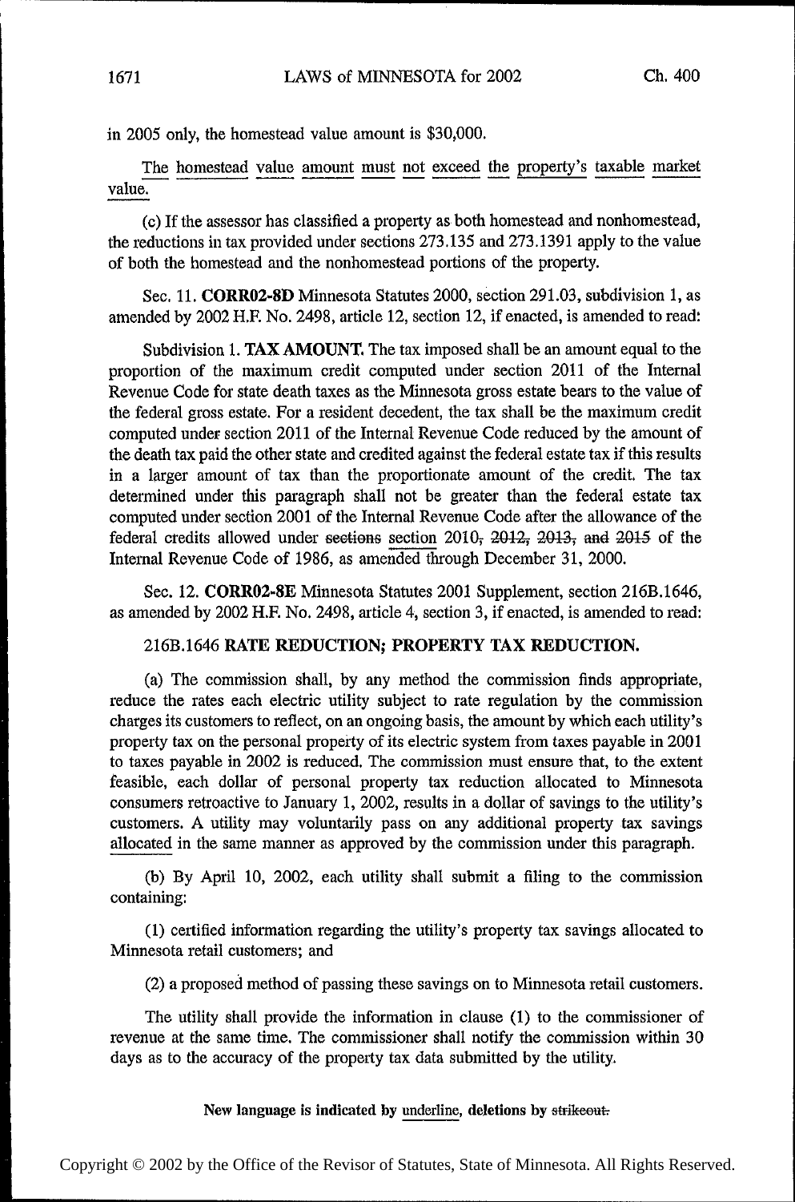in 2005 only, the homestead value amount is $30,000.

<u>The homestead value amount must not exceed the property's taxable market value.</u>

(c) If the assessor has classified a property as both homestead and nonhomestead, the reductions in tax provided under sections 273.135 and 273.1391 apply to the value of both the homestead and the nonhomestead portions of the property.

Sec. 11. **CORR02-8D** Minnesota Statutes 2000, section 291.03, subdivision 1, as amended by 2002 H.F. No. 2498, article 12, section 12, if enacted, is amended to read:

Subdivision 1. **TAX AMOUNT.** The tax imposed shall be an amount equal to the proportion of the maximum credit computed under section 2011 of the Internal Revenue Code for state death taxes as the Minnesota gross estate bears to the value of the federal gross estate. For a resident decedent, the tax shall be the maximum credit computed under section 2011 of the Internal Revenue Code reduced by the amount of the death tax paid the other state and credited against the federal estate tax if this results in a larger amount of tax than the proportionate amount of the credit. The tax determined under this paragraph shall not be greater than the federal estate tax computed under section 2001 of the Internal Revenue Code after the allowance of the federal credits allowed under ~~sections~~ <u>section</u> 2010~~, 2012, 2013, and 2015~~ of the Internal Revenue Code of 1986, as amended through December 31, 2000.

Sec. 12. **CORR02-8E** Minnesota Statutes 2001 Supplement, section 216B.1646, as amended by 2002 H.F. No. 2498, article 4, section 3, if enacted, is amended to read:

216B.1646 **RATE REDUCTION; PROPERTY TAX REDUCTION.**

(a) The commission shall, by any method the commission finds appropriate, reduce the rates each electric utility subject to rate regulation by the commission charges its customers to reflect, on an ongoing basis, the amount by which each utility's property tax on the personal property of its electric system from taxes payable in 2001 to taxes payable in 2002 is reduced. The commission must ensure that, to the extent feasible, each dollar of personal property tax reduction allocated to Minnesota consumers retroactive to January 1, 2002, results in a dollar of savings to the utility's customers. A utility may voluntarily pass on any additional property tax savings <u>allocated</u> in the same manner as approved by the commission under this paragraph.

(b) By April 10, 2002, each utility shall submit a filing to the commission containing:

(1) certified information regarding the utility's property tax savings allocated to Minnesota retail customers; and

(2) a proposed method of passing these savings on to Minnesota retail customers.

The utility shall provide the information in clause (1) to the commissioner of revenue at the same time. The commissioner shall notify the commission within 30 days as to the accuracy of the property tax data submitted by the utility.

**New language is indicated by <u>underline</u>, deletions by ~~strikeout.~~**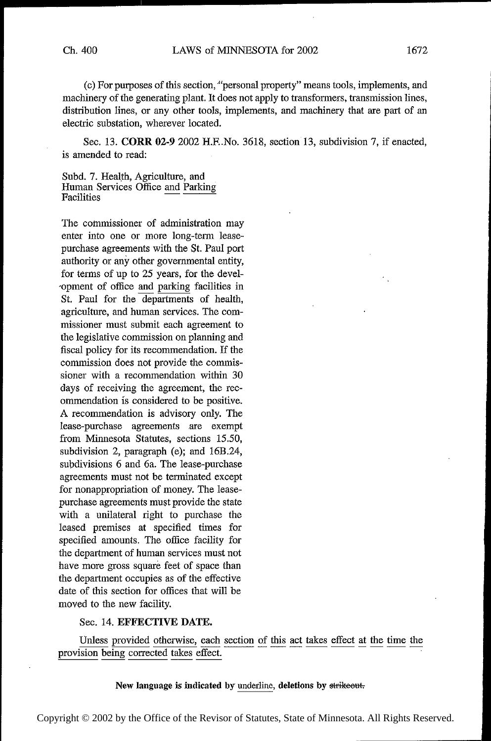(c) For purposes of this section, "personal property" means tools, implements, and machinery of the generating plant. It does not apply to transformers, transmission lines, distribution lines, or any other tools, implements, and machinery that are part of an electric substation, wherever located.

Sec. 13. **CORR 02-9** 2002 H.F. No. 3618, section 13, subdivision 7, if enacted, is amended to read:

Subd. 7. Health, Agriculture, and Human Services Office <u>and Parking</u> Facilities

The commissioner of administration may enter into one or more long-term lease-purchase agreements with the St. Paul port authority or any other governmental entity, for terms of up to 25 years, for the development of office <u>and parking</u> facilities in St. Paul for the departments of health, agriculture, and human services. The commissioner must submit each agreement to the legislative commission on planning and fiscal policy for its recommendation. If the commission does not provide the commissioner with a recommendation within 30 days of receiving the agreement, the recommendation is considered to be positive. A recommendation is advisory only. The lease-purchase agreements are exempt from Minnesota Statutes, sections 15.50, subdivision 2, paragraph (e); and 16B.24, subdivisions 6 and 6a. The lease-purchase agreements must not be terminated except for nonappropriation of money. The lease-purchase agreements must provide the state with a unilateral right to purchase the leased premises at specified times for specified amounts. The office facility for the department of human services must not have more gross square feet of space than the department occupies as of the effective date of this section for offices that will be moved to the new facility.

Sec. 14. **EFFECTIVE DATE.**

<u>Unless provided otherwise, each section of this act takes effect at the time the provision being corrected takes effect.</u>

**New language is indicated by <u>underline</u>, deletions by ~~strikeout.~~**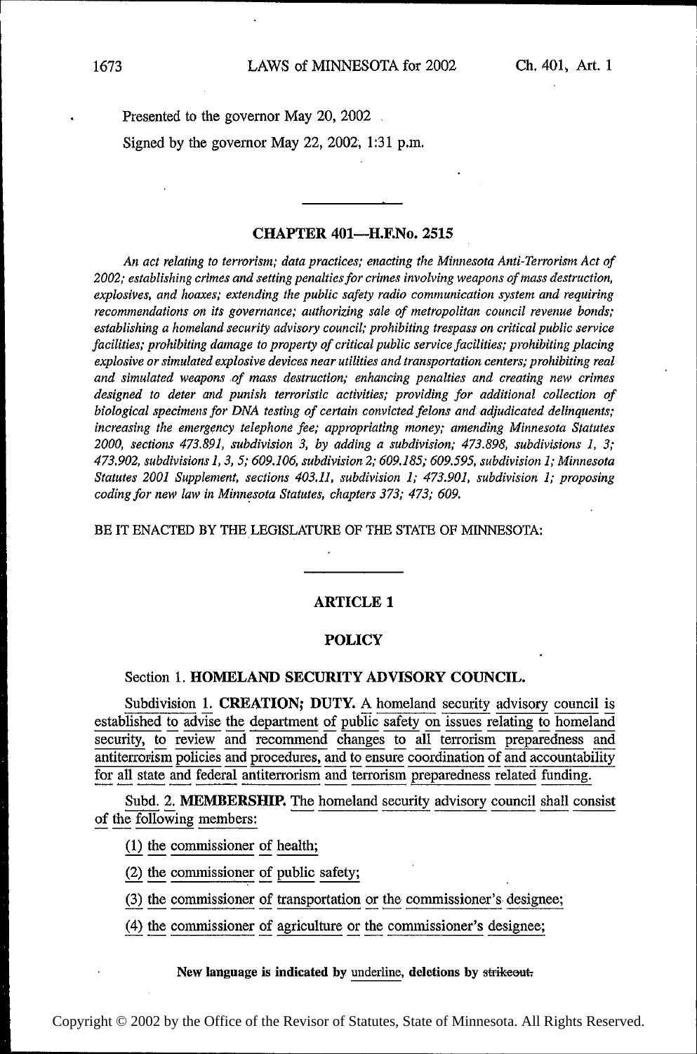Presented to the governor May 20, 2002

Signed by the governor May 22, 2002, 1:31 p.m.

---

## CHAPTER 401—H.F.No. 2515

*An act relating to terrorism; data practices; enacting the Minnesota Anti-Terrorism Act of 2002; establishing crimes and setting penalties for crimes involving weapons of mass destruction, explosives, and hoaxes; extending the public safety radio communication system and requiring recommendations on its governance; authorizing sale of metropolitan council revenue bonds; establishing a homeland security advisory council; prohibiting trespass on critical public service facilities; prohibiting damage to property of critical public service facilities; prohibiting placing explosive or simulated explosive devices near utilities and transportation centers; prohibiting real and simulated weapons of mass destruction; enhancing penalties and creating new crimes designed to deter and punish terroristic activities; providing for additional collection of biological specimens for DNA testing of certain convicted felons and adjudicated delinquents; increasing the emergency telephone fee; appropriating money; amending Minnesota Statutes 2000, sections 473.891, subdivision 3, by adding a subdivision; 473.898, subdivisions 1, 3; 473.902, subdivisions 1, 3, 5; 609.106, subdivision 2; 609.185; 609.595, subdivision 1; Minnesota Statutes 2001 Supplement, sections 403.11, subdivision 1; 473.901, subdivision 1; proposing coding for new law in Minnesota Statutes, chapters 373; 473; 609.*

BE IT ENACTED BY THE LEGISLATURE OF THE STATE OF MINNESOTA:

---

### ARTICLE 1

### POLICY

Section 1. **HOMELAND SECURITY ADVISORY COUNCIL.**

Subdivision 1. **CREATION; DUTY.** A homeland security advisory council is established to advise the department of public safety on issues relating to homeland security, to review and recommend changes to all terrorism preparedness and antiterrorism policies and procedures, and to ensure coordination of and accountability for all state and federal antiterrorism and terrorism preparedness related funding.

Subd. 2. **MEMBERSHIP.** The homeland security advisory council shall consist of the following members:

(1) the commissioner of health;

(2) the commissioner of public safety;

(3) the commissioner of transportation or the commissioner's designee;

(4) the commissioner of agriculture or the commissioner's designee;

**New language is indicated by** underline, **deletions by** ~~strikeout.~~